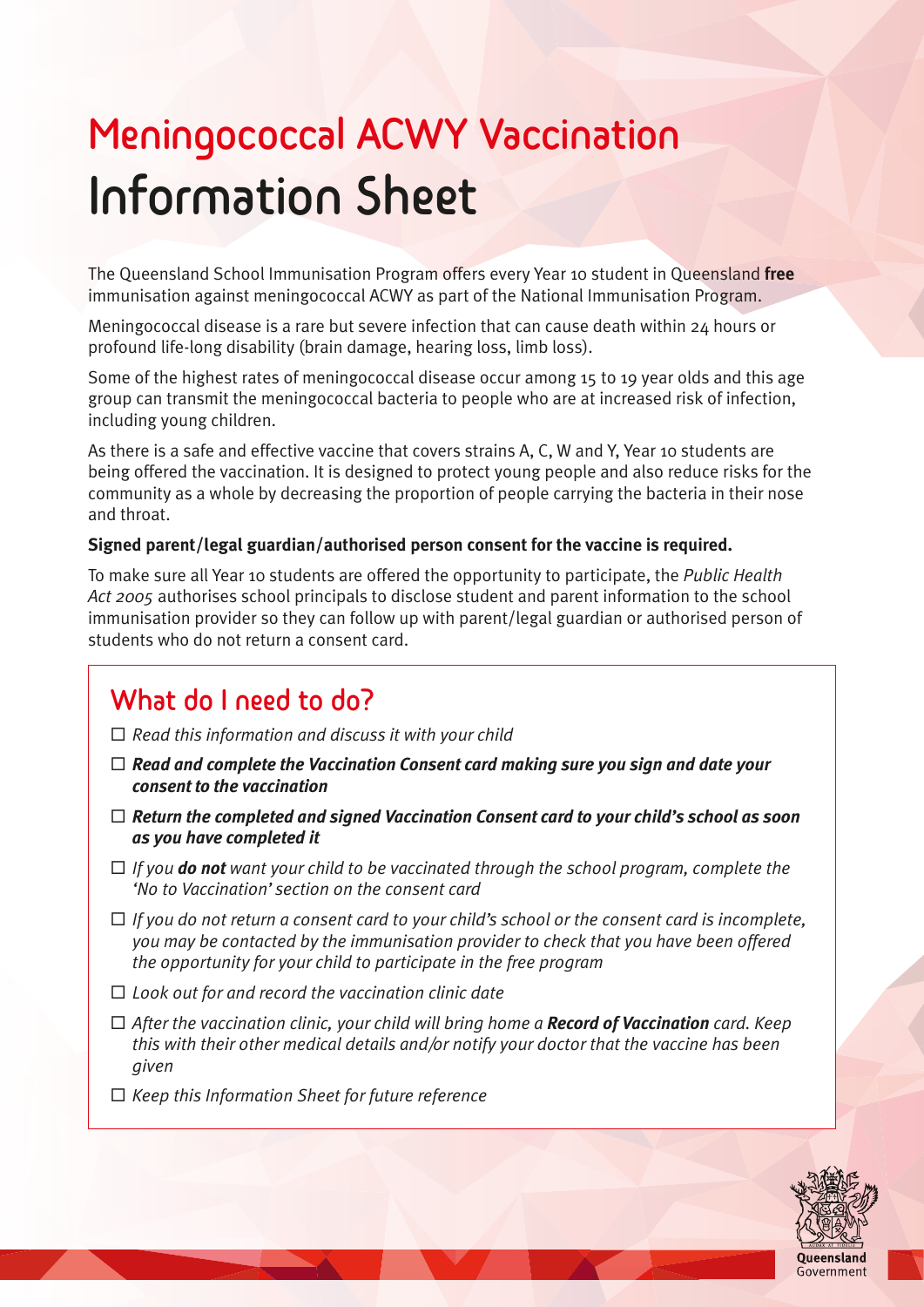# Meningococcal ACWY Vaccination Information Sheet

The Queensland School Immunisation Program offers every Year 10 student in Queensland **free** immunisation against meningococcal ACWY as part of the National Immunisation Program.

Meningococcal disease is a rare but severe infection that can cause death within 24 hours or profound life-long disability (brain damage, hearing loss, limb loss).

Some of the highest rates of meningococcal disease occur among 15 to 19 year olds and this age group can transmit the meningococcal bacteria to people who are at increased risk of infection, including young children.

As there is a safe and effective vaccine that covers strains A, C, W and Y, Year 10 students are being offered the vaccination. It is designed to protect young people and also reduce risks for the community as a whole by decreasing the proportion of people carrying the bacteria in their nose and throat.

**Signed parent/legal guardian/authorised person consent for the vaccine is required.**

To make sure all Year 10 students are offered the opportunity to participate, the *Public Health Act 2005* authorises school principals to disclose student and parent information to the school immunisation provider so they can follow up with parent/legal guardian or authorised person of students who do not return a consent card.

## What do I need to do?

- ☐ *Read this information and discuss it with your child*
- ☐ ***Read and complete the Vaccination Consent card making sure you sign and date your consent to the vaccination***
- ☐ ***Return the completed and signed Vaccination Consent card to your child's school as soon as you have completed it***
- ☐ *If you **do not** want your child to be vaccinated through the school program, complete the 'No to Vaccination' section on the consent card*
- ☐ *If you do not return a consent card to your child's school or the consent card is incomplete, you may be contacted by the immunisation provider to check that you have been offered the opportunity for your child to participate in the free program*
- ☐ *Look out for and record the vaccination clinic date*
- ☐ *After the vaccination clinic, your child will bring home a **Record of Vaccination** card. Keep this with their other medical details and/or notify your doctor that the vaccine has been given*
- ☐ *Keep this Information Sheet for future reference*

Queensland Government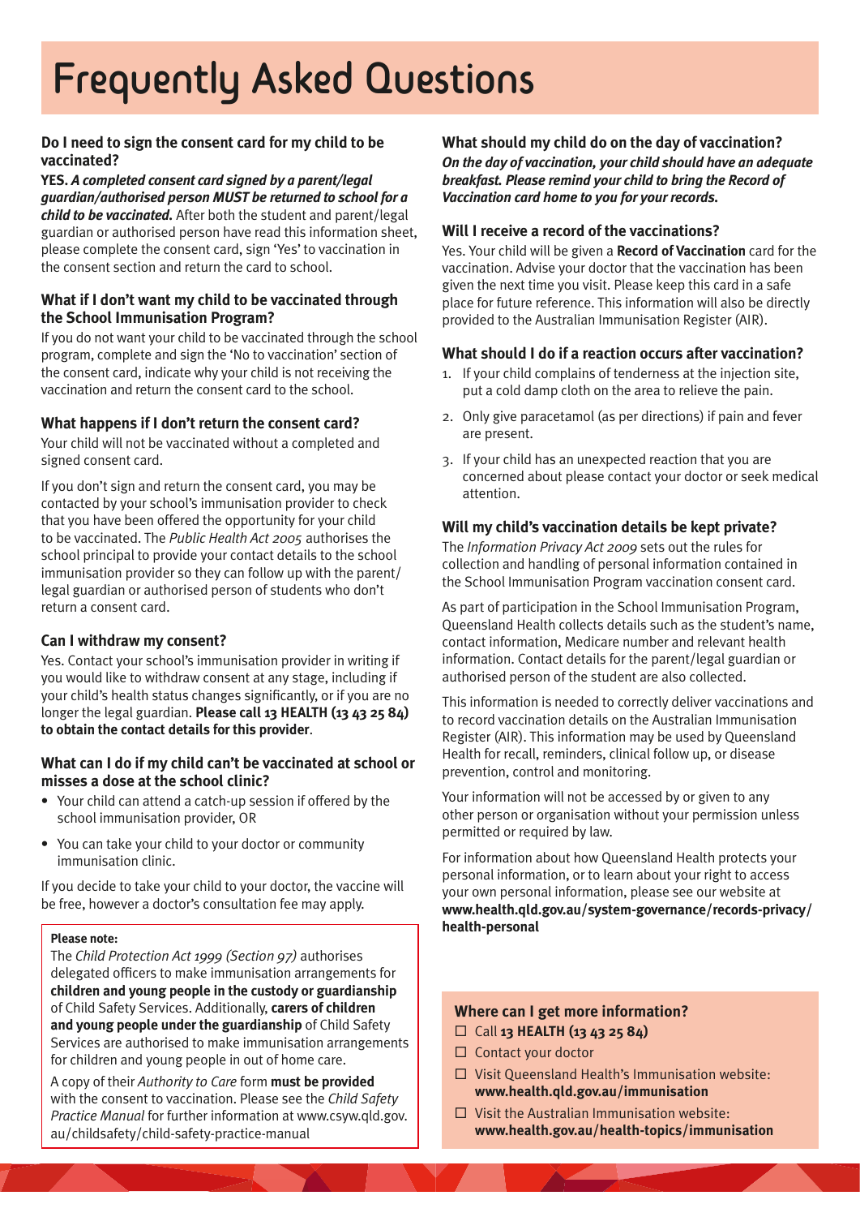# Frequently Asked Questions

### Do I need to sign the consent card for my child to be vaccinated?

**YES.** ***A completed consent card signed by a parent/legal guardian/authorised person MUST be returned to school for a child to be vaccinated.*** After both the student and parent/legal guardian or authorised person have read this information sheet, please complete the consent card, sign 'Yes' to vaccination in the consent section and return the card to school.

### What if I don't want my child to be vaccinated through the School Immunisation Program?

If you do not want your child to be vaccinated through the school program, complete and sign the 'No to vaccination' section of the consent card, indicate why your child is not receiving the vaccination and return the consent card to the school.

### What happens if I don't return the consent card?

Your child will not be vaccinated without a completed and signed consent card.

If you don't sign and return the consent card, you may be contacted by your school's immunisation provider to check that you have been offered the opportunity for your child to be vaccinated. The *Public Health Act 2005* authorises the school principal to provide your contact details to the school immunisation provider so they can follow up with the parent/legal guardian or authorised person of students who don't return a consent card.

### Can I withdraw my consent?

Yes. Contact your school's immunisation provider in writing if you would like to withdraw consent at any stage, including if your child's health status changes significantly, or if you are no longer the legal guardian. **Please call 13 HEALTH (13 43 25 84) to obtain the contact details for this provider**.

### What can I do if my child can't be vaccinated at school or misses a dose at the school clinic?

- Your child can attend a catch-up session if offered by the school immunisation provider, OR
- You can take your child to your doctor or community immunisation clinic.

If you decide to take your child to your doctor, the vaccine will be free, however a doctor's consultation fee may apply.

**Please note:**

The *Child Protection Act 1999 (Section 97)* authorises delegated officers to make immunisation arrangements for **children and young people in the custody or guardianship** of Child Safety Services. Additionally, **carers of children and young people under the guardianship** of Child Safety Services are authorised to make immunisation arrangements for children and young people in out of home care.

A copy of their *Authority to Care* form **must be provided** with the consent to vaccination. Please see the *Child Safety Practice Manual* for further information at www.csyw.qld.gov.au/childsafety/child-safety-practice-manual

### What should my child do on the day of vaccination?

***On the day of vaccination, your child should have an adequate breakfast. Please remind your child to bring the Record of Vaccination card home to you for your records.***

### Will I receive a record of the vaccinations?

Yes. Your child will be given a **Record of Vaccination** card for the vaccination. Advise your doctor that the vaccination has been given the next time you visit. Please keep this card in a safe place for future reference. This information will also be directly provided to the Australian Immunisation Register (AIR).

### What should I do if a reaction occurs after vaccination?

1. If your child complains of tenderness at the injection site, put a cold damp cloth on the area to relieve the pain.
2. Only give paracetamol (as per directions) if pain and fever are present.
3. If your child has an unexpected reaction that you are concerned about please contact your doctor or seek medical attention.

### Will my child's vaccination details be kept private?

The *Information Privacy Act 2009* sets out the rules for collection and handling of personal information contained in the School Immunisation Program vaccination consent card.

As part of participation in the School Immunisation Program, Queensland Health collects details such as the student's name, contact information, Medicare number and relevant health information. Contact details for the parent/legal guardian or authorised person of the student are also collected.

This information is needed to correctly deliver vaccinations and to record vaccination details on the Australian Immunisation Register (AIR). This information may be used by Queensland Health for recall, reminders, clinical follow up, or disease prevention, control and monitoring.

Your information will not be accessed by or given to any other person or organisation without your permission unless permitted or required by law.

For information about how Queensland Health protects your personal information, or to learn about your right to access your own personal information, please see our website at **www.health.qld.gov.au/system-governance/records-privacy/health-personal**

### Where can I get more information?

- ☐ Call **13 HEALTH (13 43 25 84)**
- ☐ Contact your doctor
- ☐ Visit Queensland Health's Immunisation website: **www.health.qld.gov.au/immunisation**
- ☐ Visit the Australian Immunisation website: **www.health.gov.au/health-topics/immunisation**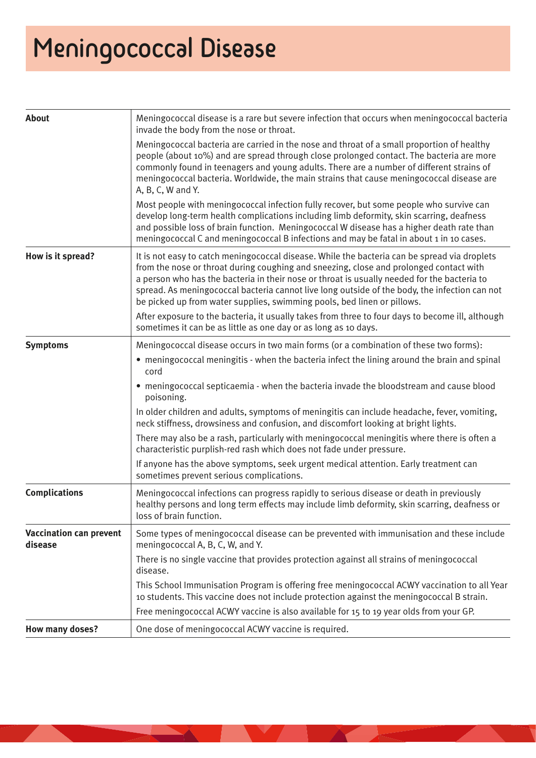# Meningococcal Disease

| | |
|---|---|
| **About** | Meningococcal disease is a rare but severe infection that occurs when meningococcal bacteria invade the body from the nose or throat.<br><br>Meningococcal bacteria are carried in the nose and throat of a small proportion of healthy people (about 10%) and are spread through close prolonged contact. The bacteria are more commonly found in teenagers and young adults. There are a number of different strains of meningococcal bacteria. Worldwide, the main strains that cause meningococcal disease are A, B, C, W and Y.<br><br>Most people with meningococcal infection fully recover, but some people who survive can develop long-term health complications including limb deformity, skin scarring, deafness and possible loss of brain function. Meningococcal W disease has a higher death rate than meningococcal C and meningococcal B infections and may be fatal in about 1 in 10 cases. |
| **How is it spread?** | It is not easy to catch meningococcal disease. While the bacteria can be spread via droplets from the nose or throat during coughing and sneezing, close and prolonged contact with a person who has the bacteria in their nose or throat is usually needed for the bacteria to spread. As meningococcal bacteria cannot live long outside of the body, the infection can not be picked up from water supplies, swimming pools, bed linen or pillows.<br><br>After exposure to the bacteria, it usually takes from three to four days to become ill, although sometimes it can be as little as one day or as long as 10 days. |
| **Symptoms** | Meningococcal disease occurs in two main forms (or a combination of these two forms):<br>• meningococcal meningitis - when the bacteria infect the lining around the brain and spinal cord<br>• meningococcal septicaemia - when the bacteria invade the bloodstream and cause blood poisoning.<br><br>In older children and adults, symptoms of meningitis can include headache, fever, vomiting, neck stiffness, drowsiness and confusion, and discomfort looking at bright lights.<br><br>There may also be a rash, particularly with meningococcal meningitis where there is often a characteristic purplish-red rash which does not fade under pressure.<br><br>If anyone has the above symptoms, seek urgent medical attention. Early treatment can sometimes prevent serious complications. |
| **Complications** | Meningococcal infections can progress rapidly to serious disease or death in previously healthy persons and long term effects may include limb deformity, skin scarring, deafness or loss of brain function. |
| **Vaccination can prevent disease** | Some types of meningococcal disease can be prevented with immunisation and these include meningococcal A, B, C, W, and Y.<br><br>There is no single vaccine that provides protection against all strains of meningococcal disease.<br><br>This School Immunisation Program is offering free meningococcal ACWY vaccination to all Year 10 students. This vaccine does not include protection against the meningococcal B strain.<br><br>Free meningococcal ACWY vaccine is also available for 15 to 19 year olds from your GP. |
| **How many doses?** | One dose of meningococcal ACWY vaccine is required. |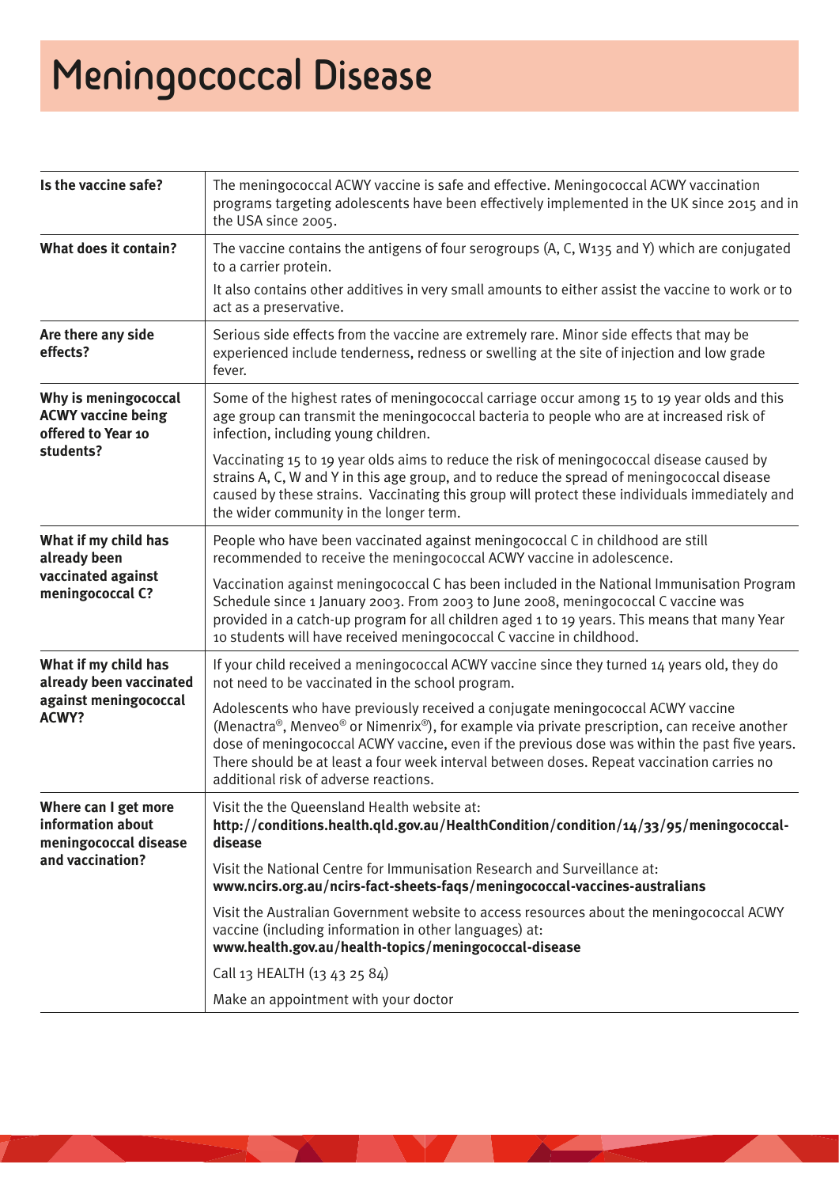# Meningococcal Disease

| | |
|---|---|
| **Is the vaccine safe?** | The meningococcal ACWY vaccine is safe and effective. Meningococcal ACWY vaccination programs targeting adolescents have been effectively implemented in the UK since 2015 and in the USA since 2005. |
| **What does it contain?** | The vaccine contains the antigens of four serogroups (A, C, W135 and Y) which are conjugated to a carrier protein.<br><br>It also contains other additives in very small amounts to either assist the vaccine to work or to act as a preservative. |
| **Are there any side effects?** | Serious side effects from the vaccine are extremely rare. Minor side effects that may be experienced include tenderness, redness or swelling at the site of injection and low grade fever. |
| **Why is meningococcal ACWY vaccine being offered to Year 10 students?** | Some of the highest rates of meningococcal carriage occur among 15 to 19 year olds and this age group can transmit the meningococcal bacteria to people who are at increased risk of infection, including young children.<br><br>Vaccinating 15 to 19 year olds aims to reduce the risk of meningococcal disease caused by strains A, C, W and Y in this age group, and to reduce the spread of meningococcal disease caused by these strains. Vaccinating this group will protect these individuals immediately and the wider community in the longer term. |
| **What if my child has already been vaccinated against meningococcal C?** | People who have been vaccinated against meningococcal C in childhood are still recommended to receive the meningococcal ACWY vaccine in adolescence.<br><br>Vaccination against meningococcal C has been included in the National Immunisation Program Schedule since 1 January 2003. From 2003 to June 2008, meningococcal C vaccine was provided in a catch-up program for all children aged 1 to 19 years. This means that many Year 10 students will have received meningococcal C vaccine in childhood. |
| **What if my child has already been vaccinated against meningococcal ACWY?** | If your child received a meningococcal ACWY vaccine since they turned 14 years old, they do not need to be vaccinated in the school program.<br><br>Adolescents who have previously received a conjugate meningococcal ACWY vaccine (Menactra®, Menveo® or Nimenrix®), for example via private prescription, can receive another dose of meningococcal ACWY vaccine, even if the previous dose was within the past five years. There should be at least a four week interval between doses. Repeat vaccination carries no additional risk of adverse reactions. |
| **Where can I get more information about meningococcal disease and vaccination?** | Visit the the Queensland Health website at:<br>**http://conditions.health.qld.gov.au/HealthCondition/condition/14/33/95/meningococcal-disease**<br><br>Visit the National Centre for Immunisation Research and Surveillance at:<br>**www.ncirs.org.au/ncirs-fact-sheets-faqs/meningococcal-vaccines-australians**<br><br>Visit the Australian Government website to access resources about the meningococcal ACWY vaccine (including information in other languages) at:<br>**www.health.gov.au/health-topics/meningococcal-disease**<br><br>Call 13 HEALTH (13 43 25 84)<br><br>Make an appointment with your doctor |